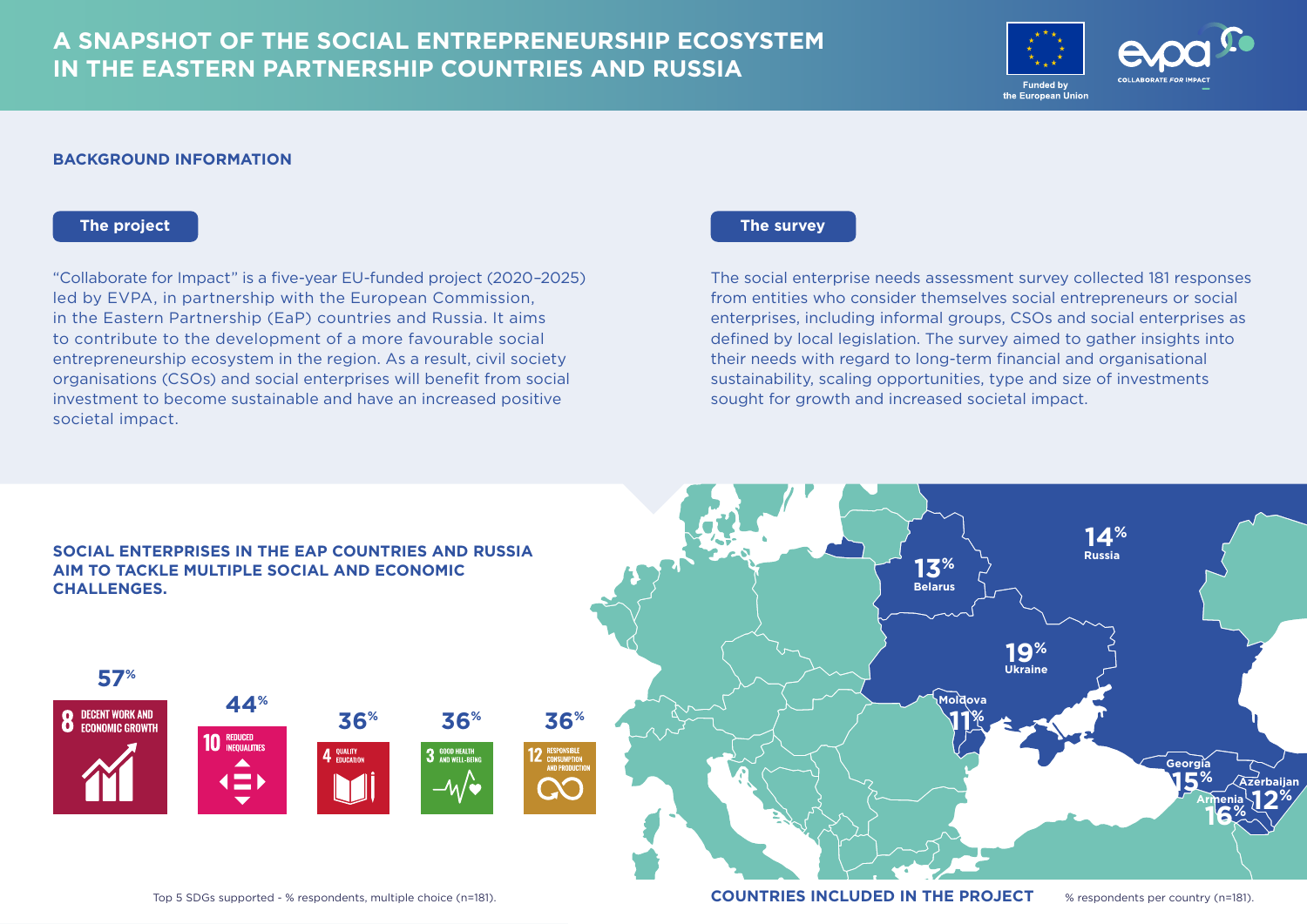# A SNAPSHOT OF THE SOCIAL ENTREPRENEURSHIP ECOSYSTEM IN THE EASTERN PARTNERSHIP COUNTRIES AND RUSSIA

Funded by the European Union

evpa COLLABORATE FOR IMPACT

## BACKGROUND INFORMATION

### The project

"Collaborate for Impact" is a five-year EU-funded project (2020–2025) led by EVPA, in partnership with the European Commission, in the Eastern Partnership (EaP) countries and Russia. It aims to contribute to the development of a more favourable social entrepreneurship ecosystem in the region. As a result, civil society organisations (CSOs) and social enterprises will benefit from social investment to become sustainable and have an increased positive societal impact.

### The survey

The social enterprise needs assessment survey collected 181 responses from entities who consider themselves social entrepreneurs or social enterprises, including informal groups, CSOs and social enterprises as defined by local legislation. The survey aimed to gather insights into their needs with regard to long-term financial and organisational sustainability, scaling opportunities, type and size of investments sought for growth and increased societal impact.

## SOCIAL ENTERPRISES IN THE EAP COUNTRIES AND RUSSIA AIM TO TACKLE MULTIPLE SOCIAL AND ECONOMIC CHALLENGES.

| SDG | % respondents |
|---|---|
| 8 Decent work and economic growth | 57% |
| 10 Reduced inequalities | 44% |
| 4 Quality education | 36% |
| 3 Good health and well-being | 36% |
| 12 Responsible consumption and production | 36% |

Top 5 SDGs supported - % respondents, multiple choice (n=181).

## COUNTRIES INCLUDED IN THE PROJECT

| Country | % respondents |
|---|---|
| Russia | 14% |
| Belarus | 13% |
| Ukraine | 19% |
| Moldova | 11% |
| Georgia | 15% |
| Armenia | 16% |
| Azerbaijan | 12% |

% respondents per country (n=181).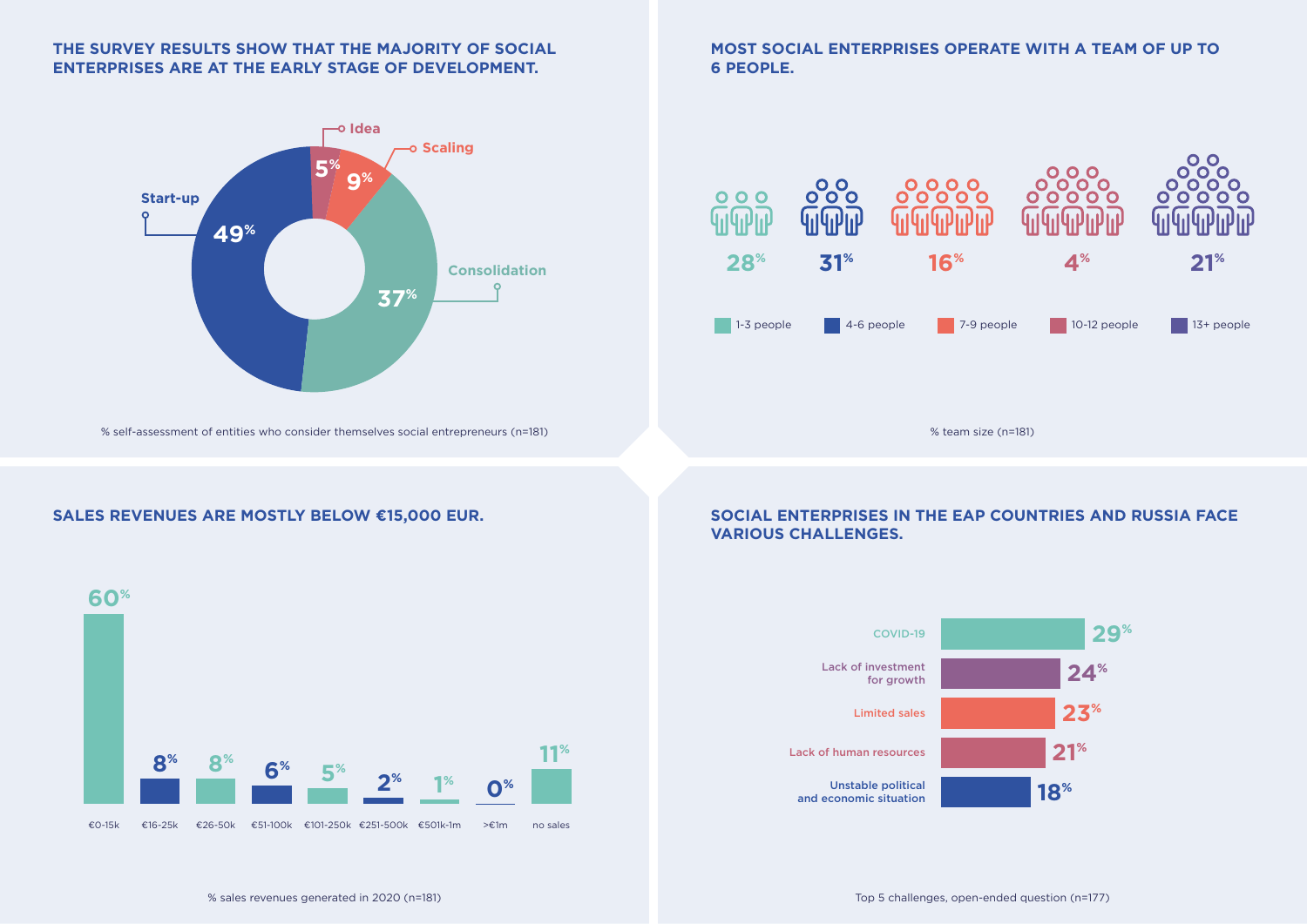## THE SURVEY RESULTS SHOW THAT THE MAJORITY OF SOCIAL ENTERPRISES ARE AT THE EARLY STAGE OF DEVELOPMENT.

| Stage | % |
|---|---|
| Idea | 5% |
| Scaling | 9% |
| Start-up | 49% |
| Consolidation | 37% |

% self-assessment of entities who consider themselves social entrepreneurs (n=181)

## MOST SOCIAL ENTERPRISES OPERATE WITH A TEAM OF UP TO 6 PEOPLE.

| Team size | % |
|---|---|
| 1-3 people | 28% |
| 4-6 people | 31% |
| 7-9 people | 16% |
| 10-12 people | 4% |
| 13+ people | 21% |

% team size (n=181)

## SALES REVENUES ARE MOSTLY BELOW €15,000 EUR.

| Sales revenues | % |
|---|---|
| €0-15k | 60% |
| €16-25k | 8% |
| €26-50k | 8% |
| €51-100k | 6% |
| €101-250k | 5% |
| €251-500k | 2% |
| €501k-1m | 1% |
| >€1m | 0% |
| no sales | 11% |

% sales revenues generated in 2020 (n=181)

## SOCIAL ENTERPRISES IN THE EAP COUNTRIES AND RUSSIA FACE VARIOUS CHALLENGES.

| Challenge | % |
|---|---|
| COVID-19 | 29% |
| Lack of investment for growth | 24% |
| Limited sales | 23% |
| Lack of human resources | 21% |
| Unstable political and economic situation | 18% |

Top 5 challenges, open-ended question (n=177)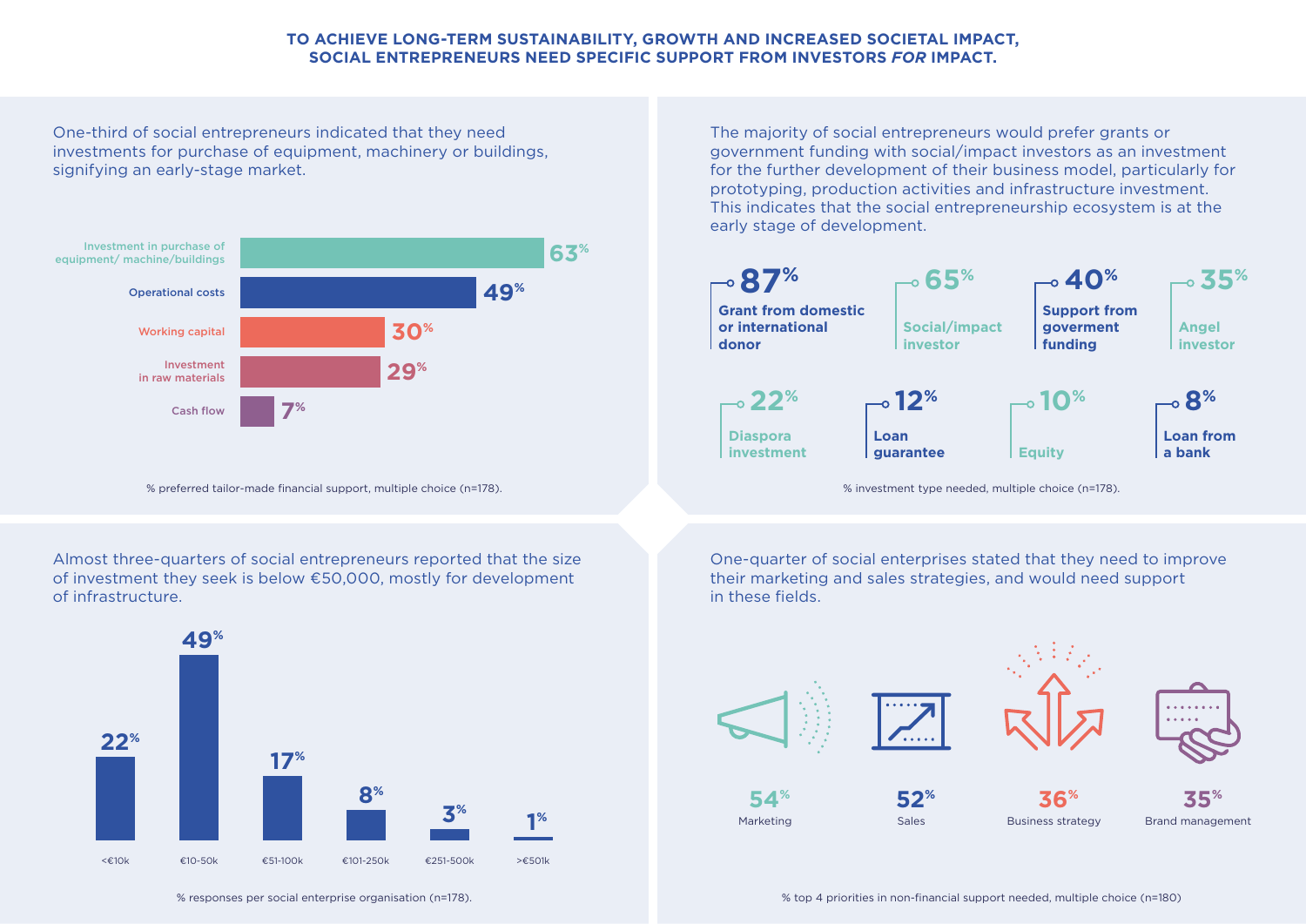# TO ACHIEVE LONG-TERM SUSTAINABILITY, GROWTH AND INCREASED SOCIETAL IMPACT, SOCIAL ENTREPRENEURS NEED SPECIFIC SUPPORT FROM INVESTORS *FOR* IMPACT.

One-third of social entrepreneurs indicated that they need investments for purchase of equipment, machinery or buildings, signifying an early-stage market.

| Financial support | % |
|---|---|
| Investment in purchase of equipment/ machine/buildings | 63% |
| Operational costs | 49% |
| Working capital | 30% |
| Investment in raw materials | 29% |
| Cash flow | 7% |

% preferred tailor-made financial support, multiple choice (n=178).

The majority of social entrepreneurs would prefer grants or government funding with social/impact investors as an investment for the further development of their business model, particularly for prototyping, production activities and infrastructure investment. This indicates that the social entrepreneurship ecosystem is at the early stage of development.

| Investment type | % |
|---|---|
| Grant from domestic or international donor | 87% |
| Social/impact investor | 65% |
| Support from goverment funding | 40% |
| Angel investor | 35% |
| Diaspora investment | 22% |
| Loan guarantee | 12% |
| Equity | 10% |
| Loan from a bank | 8% |

% investment type needed, multiple choice (n=178).

Almost three-quarters of social entrepreneurs reported that the size of investment they seek is below €50,000, mostly for development of infrastructure.

| Investment size | % |
|---|---|
| <€10k | 22% |
| €10-50k | 49% |
| €51-100k | 17% |
| €101-250k | 8% |
| €251-500k | 3% |
| >€501k | 1% |

% responses per social enterprise organisation (n=178).

One-quarter of social enterprises stated that they need to improve their marketing and sales strategies, and would need support in these fields.

| Non-financial support | % |
|---|---|
| Marketing | 54% |
| Sales | 52% |
| Business strategy | 36% |
| Brand management | 35% |

% top 4 priorities in non-financial support needed, multiple choice (n=180)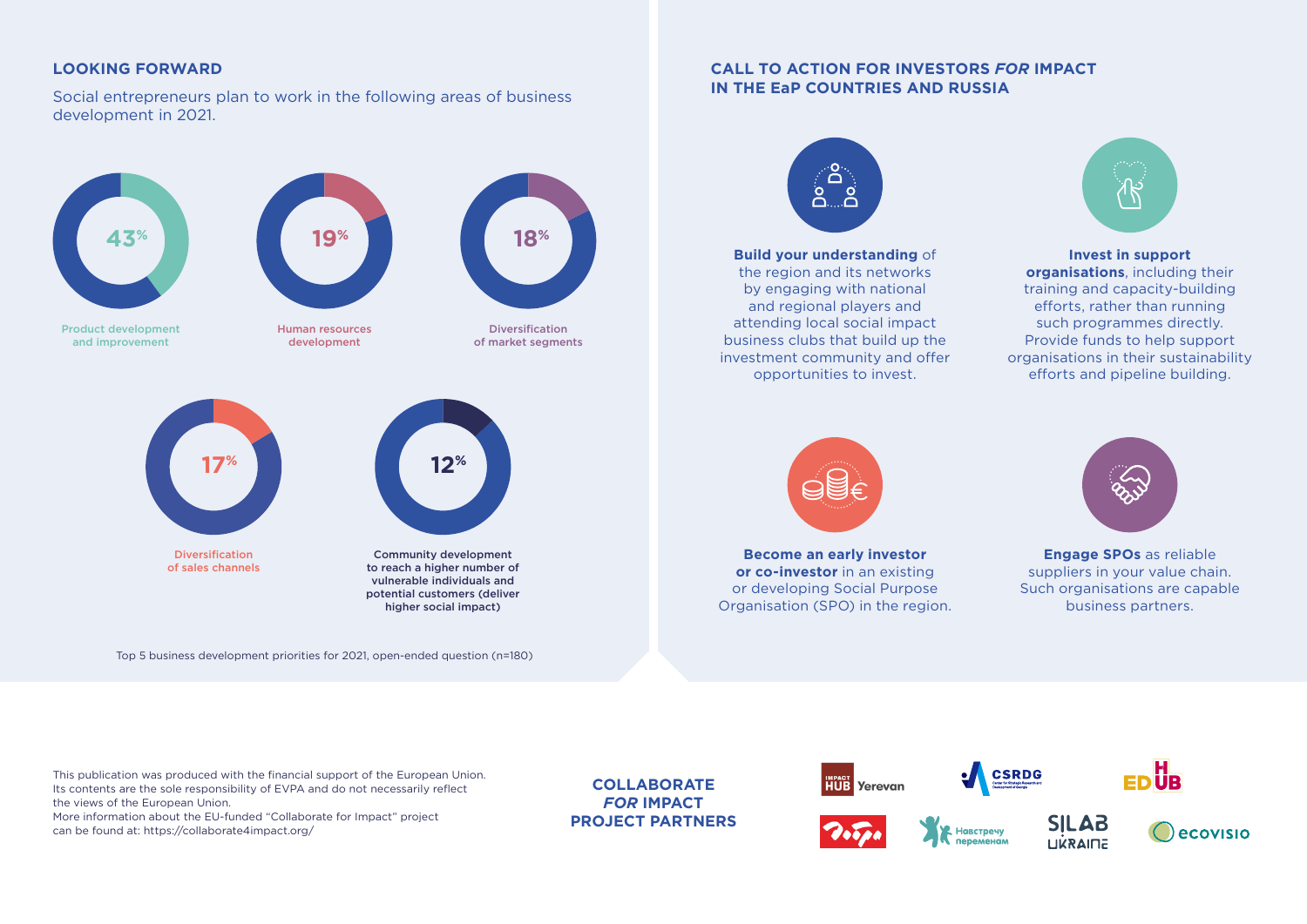## LOOKING FORWARD

Social entrepreneurs plan to work in the following areas of business development in 2021.

43%
Product development and improvement

19%
Human resources development

18%
Diversification of market segments

17%
Diversification of sales channels

12%
Community development to reach a higher number of vulnerable individuals and potential customers (deliver higher social impact)

Top 5 business development priorities for 2021, open-ended question (n=180)

## CALL TO ACTION FOR INVESTORS *FOR* IMPACT IN THE EaP COUNTRIES AND RUSSIA

**Build your understanding** of the region and its networks by engaging with national and regional players and attending local social impact business clubs that build up the investment community and offer opportunities to invest.

**Invest in support organisations**, including their training and capacity-building efforts, rather than running such programmes directly. Provide funds to help support organisations in their sustainability efforts and pipeline building.

**Become an early investor or co-investor** in an existing or developing Social Purpose Organisation (SPO) in the region.

**Engage SPOs** as reliable suppliers in your value chain. Such organisations are capable business partners.

This publication was produced with the financial support of the European Union. Its contents are the sole responsibility of EVPA and do not necessarily reflect the views of the European Union.
More information about the EU-funded “Collaborate for Impact” project can be found at: https://collaborate4impact.org/

**COLLABORATE *FOR* IMPACT PROJECT PARTNERS**

IMPACT HUB Yerevan
CSRDG
EDHUB
Навстречу переменам
SILAB UKRAINE
ecovisio